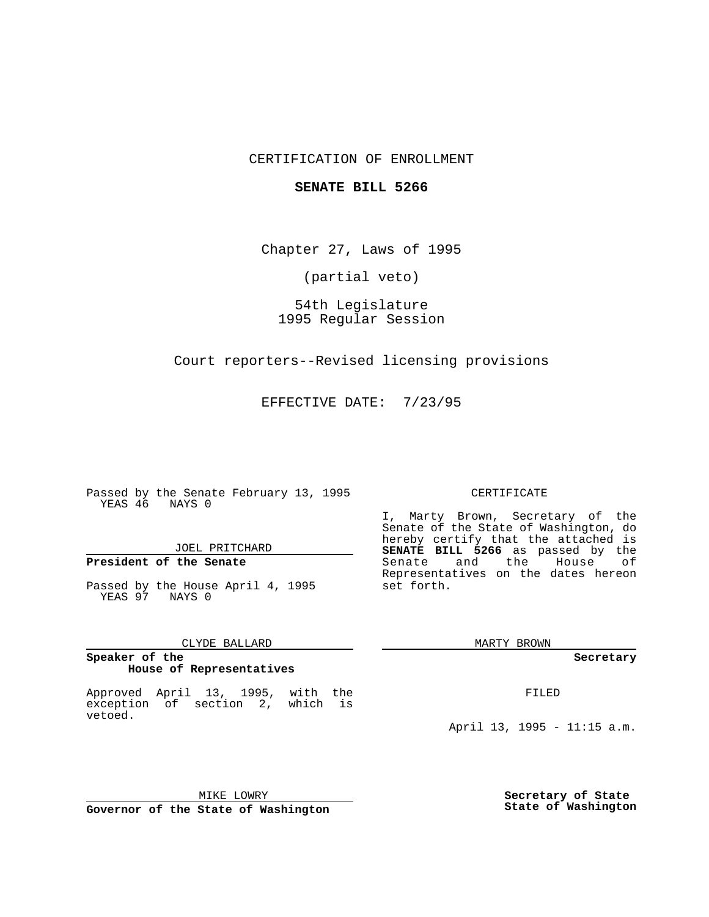CERTIFICATION OF ENROLLMENT

**SENATE BILL 5266**

Chapter 27, Laws of 1995

(partial veto)

54th Legislature
1995 Regular Session

Court reporters--Revised licensing provisions

EFFECTIVE DATE: 7/23/95

Passed by the Senate February 13, 1995
YEAS 46 NAYS 0

JOEL PRITCHARD

**President of the Senate**

Passed by the House April 4, 1995
YEAS 97 NAYS 0

CLYDE BALLARD

**Speaker of the House of Representatives**

Approved April 13, 1995, with the exception of section 2, which is vetoed.

MIKE LOWRY

**Governor of the State of Washington**

CERTIFICATE

I, Marty Brown, Secretary of the Senate of the State of Washington, do hereby certify that the attached is **SENATE BILL 5266** as passed by the Senate and the House of Representatives on the dates hereon set forth.

MARTY BROWN

**Secretary**

FILED

April 13, 1995 - 11:15 a.m.

**Secretary of State State of Washington**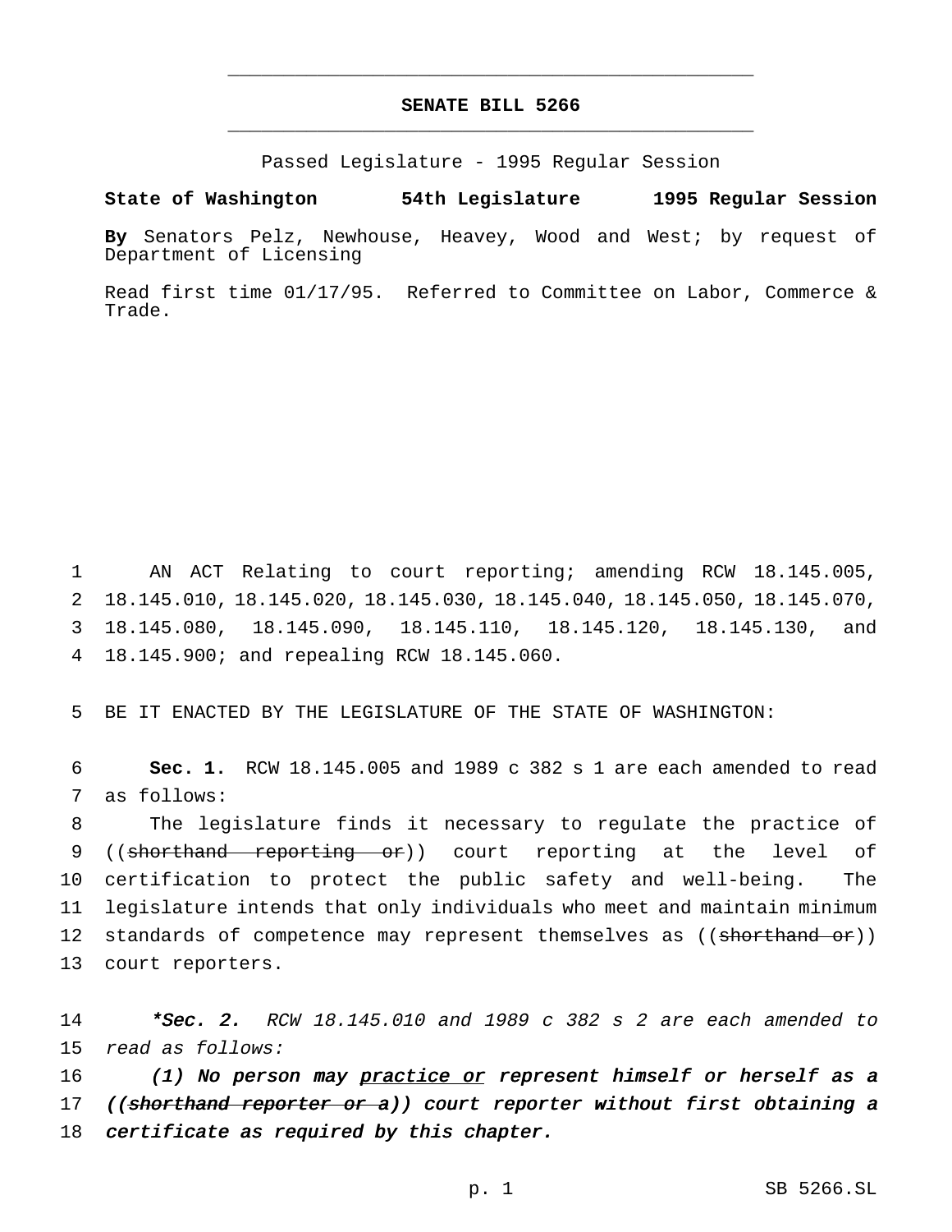# SENATE BILL 5266

Passed Legislature - 1995 Regular Session

**State of Washington 54th Legislature 1995 Regular Session**

**By** Senators Pelz, Newhouse, Heavey, Wood and West; by request of Department of Licensing

Read first time 01/17/95. Referred to Committee on Labor, Commerce & Trade.

1 AN ACT Relating to court reporting; amending RCW 18.145.005, 2 18.145.010, 18.145.020, 18.145.030, 18.145.040, 18.145.050, 18.145.070, 3 18.145.080, 18.145.090, 18.145.110, 18.145.120, 18.145.130, and 4 18.145.900; and repealing RCW 18.145.060.

5 BE IT ENACTED BY THE LEGISLATURE OF THE STATE OF WASHINGTON:

6 **Sec. 1.** RCW 18.145.005 and 1989 c 382 s 1 are each amended to read 7 as follows:

8 The legislature finds it necessary to regulate the practice of 9 ((~~shorthand reporting or~~)) court reporting at the level of 10 certification to protect the public safety and well-being. The 11 legislature intends that only individuals who meet and maintain minimum 12 standards of competence may represent themselves as ((~~shorthand or~~)) 13 court reporters.

14 ***Sec. 2.** *RCW 18.145.010 and 1989 c 382 s 2 are each amended to* 15 *read as follows:*

16 ***(1) No person may <u>practice or</u> represent himself or herself as a*** 17 ***((~~shorthand reporter or a~~)) court reporter without first obtaining a*** 18 ***certificate as required by this chapter.***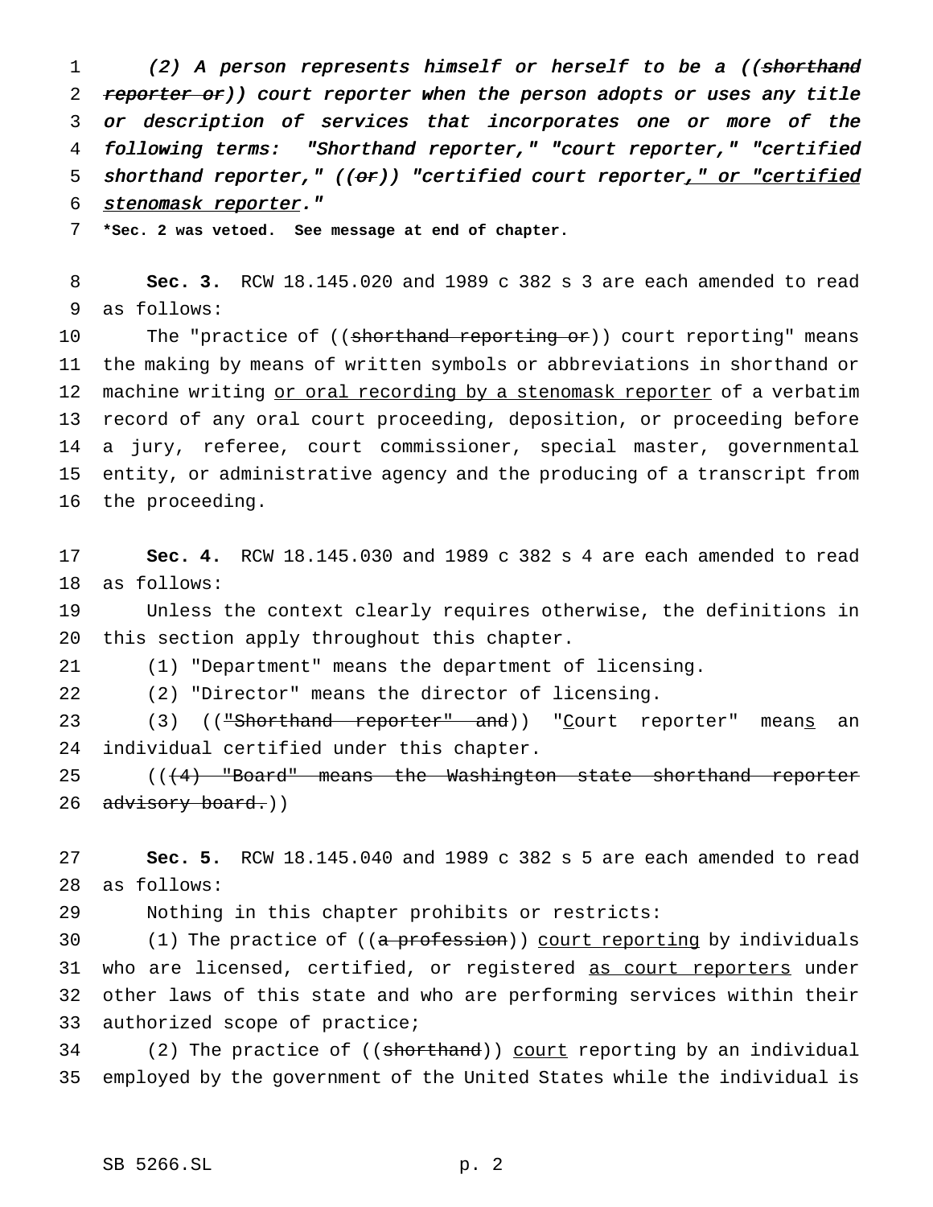*(2) A person represents himself or herself to be a ((~~shorthand reporter or~~)) court reporter when the person adopts or uses any title or description of services that incorporates one or more of the following terms: "Shorthand reporter," "court reporter," "certified shorthand reporter," ((~~or~~)) "certified court reporter<u>," or "certified stenomask reporter</u>."*

**\*Sec. 2 was vetoed. See message at end of chapter.**

**Sec. 3.** RCW 18.145.020 and 1989 c 382 s 3 are each amended to read as follows:

The "practice of ((~~shorthand reporting or~~)) court reporting" means the making by means of written symbols or abbreviations in shorthand or machine writing <u>or oral recording by a stenomask reporter</u> of a verbatim record of any oral court proceeding, deposition, or proceeding before a jury, referee, court commissioner, special master, governmental entity, or administrative agency and the producing of a transcript from the proceeding.

**Sec. 4.** RCW 18.145.030 and 1989 c 382 s 4 are each amended to read as follows:

Unless the context clearly requires otherwise, the definitions in this section apply throughout this chapter.

(1) "Department" means the department of licensing.

(2) "Director" means the director of licensing.

(3) ((~~"Shorthand reporter" and~~)) "<u>C</u>ourt reporter" mean<u>s</u> an individual certified under this chapter.

((~~(4) "Board" means the Washington state shorthand reporter advisory board.~~))

**Sec. 5.** RCW 18.145.040 and 1989 c 382 s 5 are each amended to read as follows:

Nothing in this chapter prohibits or restricts:

(1) The practice of ((~~a profession~~)) <u>court reporting</u> by individuals who are licensed, certified, or registered <u>as court reporters</u> under other laws of this state and who are performing services within their authorized scope of practice;

(2) The practice of ((~~shorthand~~)) <u>court</u> reporting by an individual employed by the government of the United States while the individual is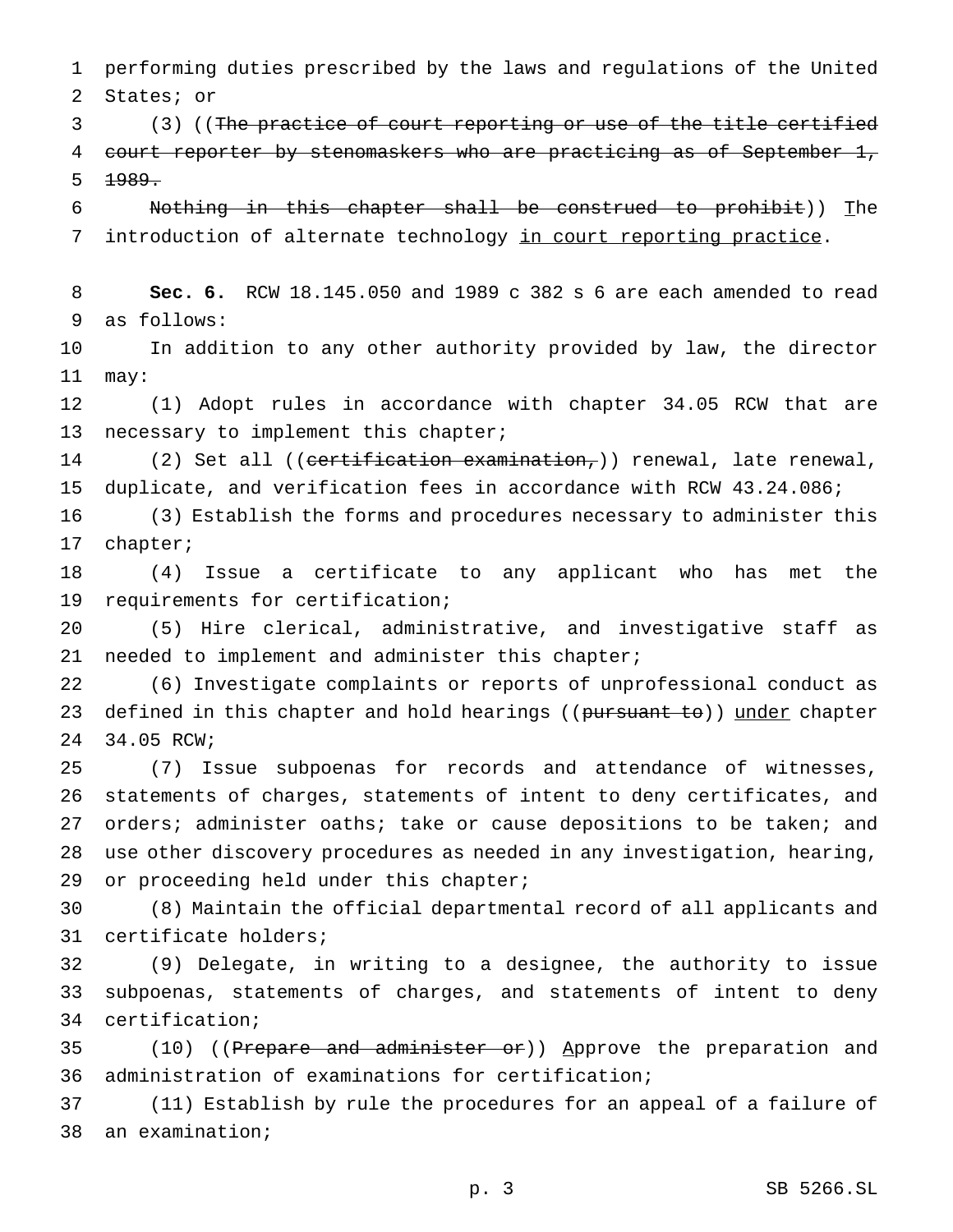performing duties prescribed by the laws and regulations of the United States; or

(3) ((~~The practice of court reporting or use of the title certified court reporter by stenomaskers who are practicing as of September 1, 1989.~~

~~Nothing in this chapter shall be construed to prohibit~~)) <u>T</u>he introduction of alternate technology <u>in court reporting practice</u>.

**Sec. 6.** RCW 18.145.050 and 1989 c 382 s 6 are each amended to read as follows:

In addition to any other authority provided by law, the director may:

(1) Adopt rules in accordance with chapter 34.05 RCW that are necessary to implement this chapter;

(2) Set all ((~~certification examination,~~)) renewal, late renewal, duplicate, and verification fees in accordance with RCW 43.24.086;

(3) Establish the forms and procedures necessary to administer this chapter;

(4) Issue a certificate to any applicant who has met the requirements for certification;

(5) Hire clerical, administrative, and investigative staff as needed to implement and administer this chapter;

(6) Investigate complaints or reports of unprofessional conduct as defined in this chapter and hold hearings ((~~pursuant to~~)) <u>under</u> chapter 34.05 RCW;

(7) Issue subpoenas for records and attendance of witnesses, statements of charges, statements of intent to deny certificates, and orders; administer oaths; take or cause depositions to be taken; and use other discovery procedures as needed in any investigation, hearing, or proceeding held under this chapter;

(8) Maintain the official departmental record of all applicants and certificate holders;

(9) Delegate, in writing to a designee, the authority to issue subpoenas, statements of charges, and statements of intent to deny certification;

(10) ((~~Prepare and administer or~~)) <u>A</u>pprove the preparation and administration of examinations for certification;

(11) Establish by rule the procedures for an appeal of a failure of an examination;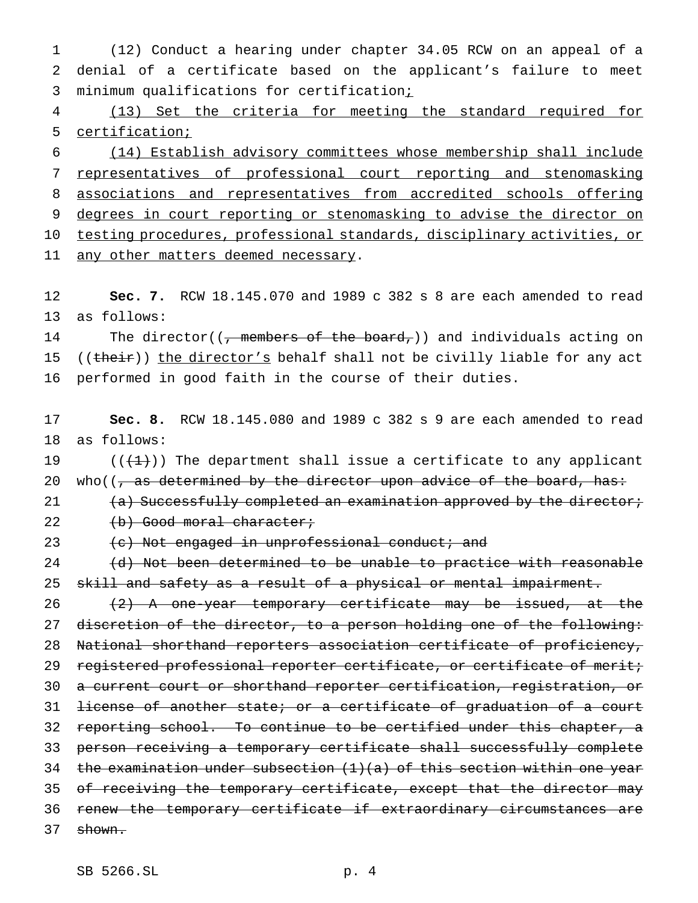(12) Conduct a hearing under chapter 34.05 RCW on an appeal of a denial of a certificate based on the applicant's failure to meet minimum qualifications for certification;

(13) Set the criteria for meeting the standard required for certification;

(14) Establish advisory committees whose membership shall include representatives of professional court reporting and stenomasking associations and representatives from accredited schools offering degrees in court reporting or stenomasking to advise the director on testing procedures, professional standards, disciplinary activities, or any other matters deemed necessary.

**Sec. 7.** RCW 18.145.070 and 1989 c 382 s 8 are each amended to read as follows:

The director((, members of the board,)) and individuals acting on ((their)) the director's behalf shall not be civilly liable for any act performed in good faith in the course of their duties.

**Sec. 8.** RCW 18.145.080 and 1989 c 382 s 9 are each amended to read as follows:

(((1))) The department shall issue a certificate to any applicant who((, as determined by the director upon advice of the board, has:

(a) Successfully completed an examination approved by the director;

(b) Good moral character;

(c) Not engaged in unprofessional conduct; and

(d) Not been determined to be unable to practice with reasonable skill and safety as a result of a physical or mental impairment.

(2) A one-year temporary certificate may be issued, at the discretion of the director, to a person holding one of the following: National shorthand reporters association certificate of proficiency, registered professional reporter certificate, or certificate of merit; a current court or shorthand reporter certification, registration, or license of another state; or a certificate of graduation of a court reporting school. To continue to be certified under this chapter, a person receiving a temporary certificate shall successfully complete the examination under subsection (1)(a) of this section within one year of receiving the temporary certificate, except that the director may renew the temporary certificate if extraordinary circumstances are shown.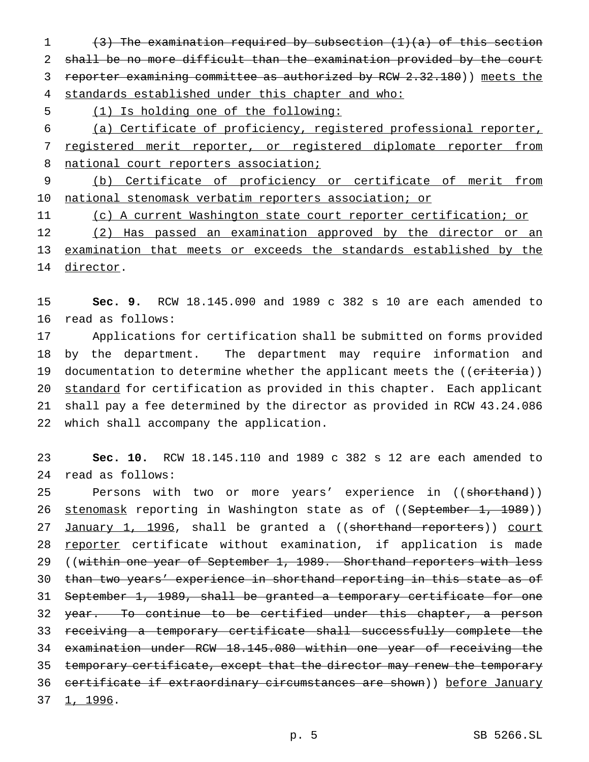~~(3) The examination required by subsection (1)(a) of this section shall be no more difficult than the examination provided by the court reporter examining committee as authorized by RCW 2.32.180~~)) <u>meets the standards established under this chapter and who:</u>

<u>(1) Is holding one of the following:</u>

<u>(a) Certificate of proficiency, registered professional reporter, registered merit reporter, or registered diplomate reporter from national court reporters association;</u>

<u>(b) Certificate of proficiency or certificate of merit from national stenomask verbatim reporters association; or</u>

<u>(c) A current Washington state court reporter certification; or</u>

<u>(2) Has passed an examination approved by the director or an examination that meets or exceeds the standards established by the director</u>.

**Sec. 9.** RCW 18.145.090 and 1989 c 382 s 10 are each amended to read as follows:

Applications for certification shall be submitted on forms provided by the department. The department may require information and documentation to determine whether the applicant meets the ((~~criteria~~)) <u>standard</u> for certification as provided in this chapter. Each applicant shall pay a fee determined by the director as provided in RCW 43.24.086 which shall accompany the application.

**Sec. 10.** RCW 18.145.110 and 1989 c 382 s 12 are each amended to read as follows:

Persons with two or more years' experience in ((~~shorthand~~)) <u>stenomask</u> reporting in Washington state as of ((~~September 1, 1989~~)) <u>January 1, 1996</u>, shall be granted a ((~~shorthand reporters~~)) <u>court reporter</u> certificate without examination, if application is made ((~~within one year of September 1, 1989. Shorthand reporters with less than two years' experience in shorthand reporting in this state as of September 1, 1989, shall be granted a temporary certificate for one year. To continue to be certified under this chapter, a person receiving a temporary certificate shall successfully complete the examination under RCW 18.145.080 within one year of receiving the temporary certificate, except that the director may renew the temporary certificate if extraordinary circumstances are shown~~)) <u>before January 1, 1996</u>.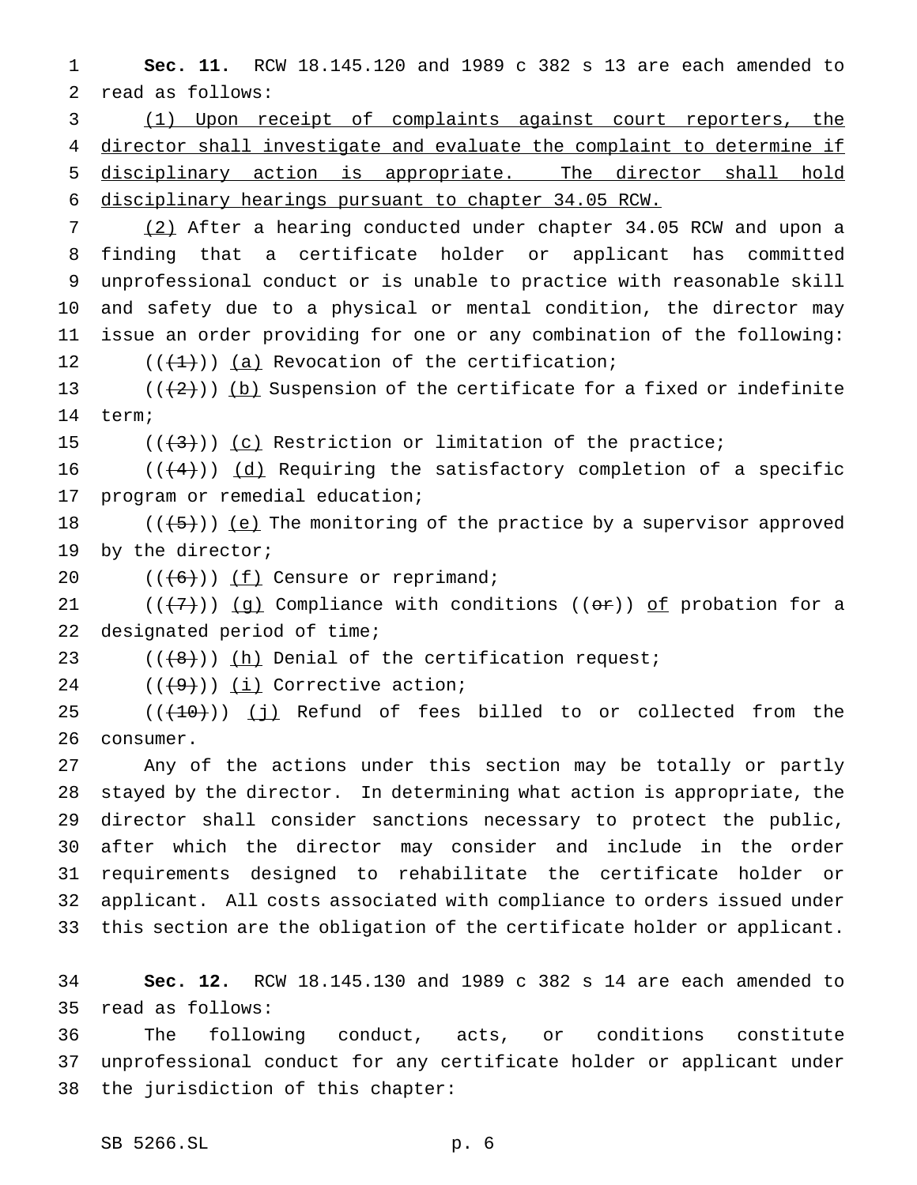**Sec. 11.** RCW 18.145.120 and 1989 c 382 s 13 are each amended to read as follows:

(1) Upon receipt of complaints against court reporters, the director shall investigate and evaluate the complaint to determine if disciplinary action is appropriate. The director shall hold disciplinary hearings pursuant to chapter 34.05 RCW.

(2) After a hearing conducted under chapter 34.05 RCW and upon a finding that a certificate holder or applicant has committed unprofessional conduct or is unable to practice with reasonable skill and safety due to a physical or mental condition, the director may issue an order providing for one or any combination of the following:

(((1))) (a) Revocation of the certification;

(((2))) (b) Suspension of the certificate for a fixed or indefinite term;

(((3))) (c) Restriction or limitation of the practice;

(((4))) (d) Requiring the satisfactory completion of a specific program or remedial education;

(((5))) (e) The monitoring of the practice by a supervisor approved by the director;

(((6))) (f) Censure or reprimand;

(((7))) (g) Compliance with conditions ((or)) of probation for a designated period of time;

(((8))) (h) Denial of the certification request;

(((9))) (i) Corrective action;

(((10))) (j) Refund of fees billed to or collected from the consumer.

Any of the actions under this section may be totally or partly stayed by the director. In determining what action is appropriate, the director shall consider sanctions necessary to protect the public, after which the director may consider and include in the order requirements designed to rehabilitate the certificate holder or applicant. All costs associated with compliance to orders issued under this section are the obligation of the certificate holder or applicant.

**Sec. 12.** RCW 18.145.130 and 1989 c 382 s 14 are each amended to read as follows:

The following conduct, acts, or conditions constitute unprofessional conduct for any certificate holder or applicant under the jurisdiction of this chapter: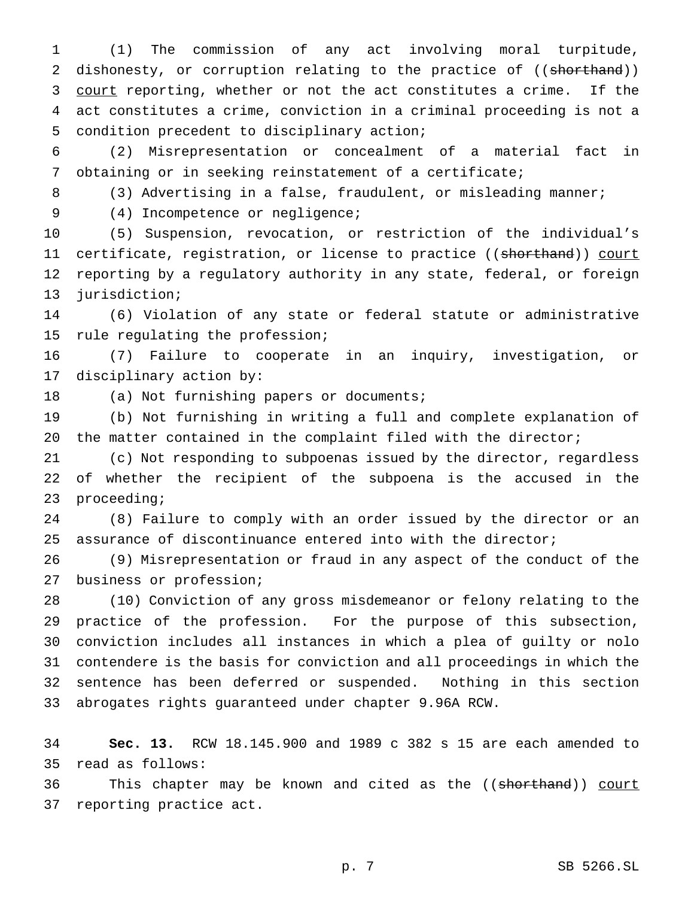(1) The commission of any act involving moral turpitude, dishonesty, or corruption relating to the practice of ((~~shorthand~~)) court reporting, whether or not the act constitutes a crime. If the act constitutes a crime, conviction in a criminal proceeding is not a condition precedent to disciplinary action;

(2) Misrepresentation or concealment of a material fact in obtaining or in seeking reinstatement of a certificate;

(3) Advertising in a false, fraudulent, or misleading manner;

(4) Incompetence or negligence;

(5) Suspension, revocation, or restriction of the individual's certificate, registration, or license to practice ((~~shorthand~~)) court reporting by a regulatory authority in any state, federal, or foreign jurisdiction;

(6) Violation of any state or federal statute or administrative rule regulating the profession;

(7) Failure to cooperate in an inquiry, investigation, or disciplinary action by:

(a) Not furnishing papers or documents;

(b) Not furnishing in writing a full and complete explanation of the matter contained in the complaint filed with the director;

(c) Not responding to subpoenas issued by the director, regardless of whether the recipient of the subpoena is the accused in the proceeding;

(8) Failure to comply with an order issued by the director or an assurance of discontinuance entered into with the director;

(9) Misrepresentation or fraud in any aspect of the conduct of the business or profession;

(10) Conviction of any gross misdemeanor or felony relating to the practice of the profession. For the purpose of this subsection, conviction includes all instances in which a plea of guilty or nolo contendere is the basis for conviction and all proceedings in which the sentence has been deferred or suspended. Nothing in this section abrogates rights guaranteed under chapter 9.96A RCW.

**Sec. 13.** RCW 18.145.900 and 1989 c 382 s 15 are each amended to read as follows:

This chapter may be known and cited as the ((~~shorthand~~)) court reporting practice act.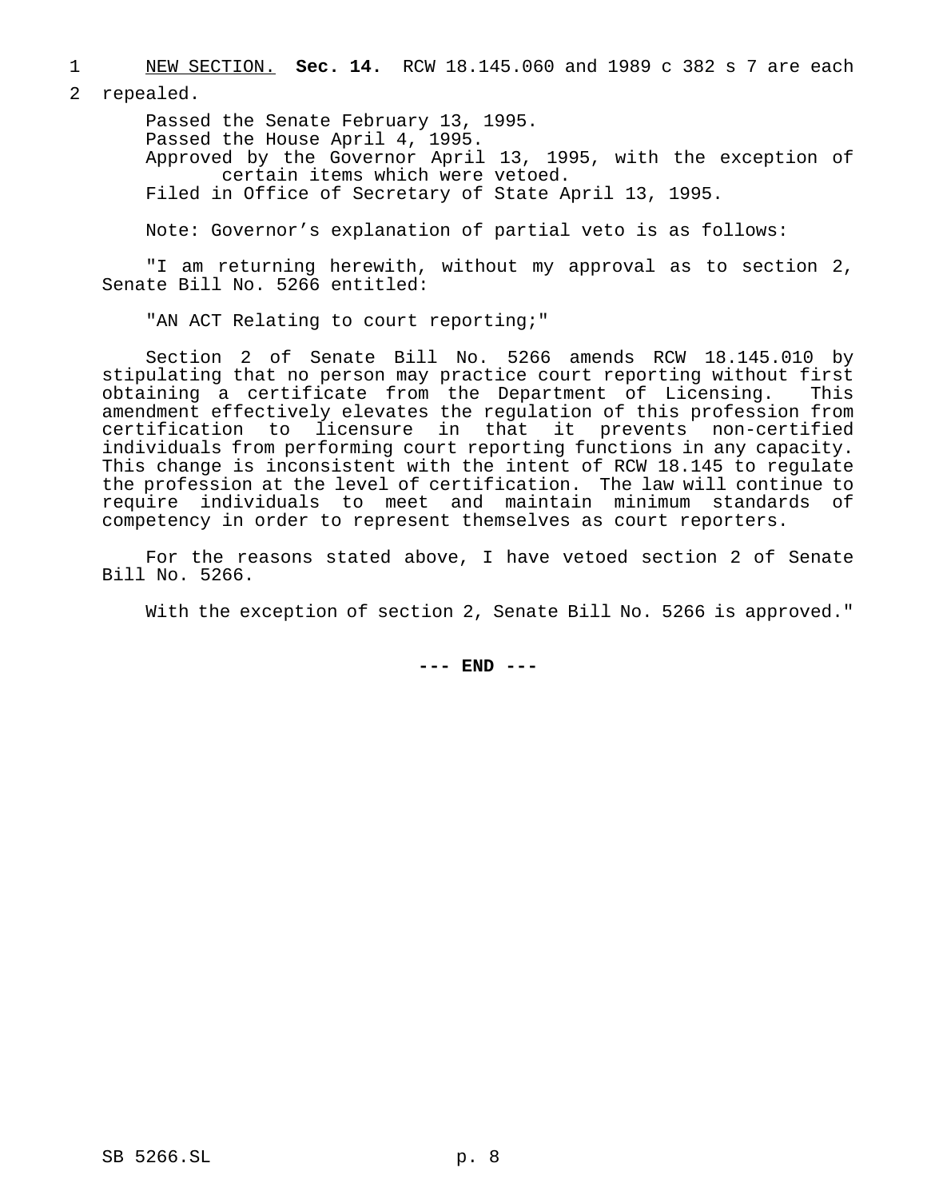NEW SECTION. **Sec. 14.** RCW 18.145.060 and 1989 c 382 s 7 are each repealed.

Passed the Senate February 13, 1995.
Passed the House April 4, 1995.
Approved by the Governor April 13, 1995, with the exception of certain items which were vetoed.
Filed in Office of Secretary of State April 13, 1995.

Note: Governor's explanation of partial veto is as follows:

"I am returning herewith, without my approval as to section 2, Senate Bill No. 5266 entitled:

"AN ACT Relating to court reporting;"

Section 2 of Senate Bill No. 5266 amends RCW 18.145.010 by stipulating that no person may practice court reporting without first obtaining a certificate from the Department of Licensing. This amendment effectively elevates the regulation of this profession from certification to licensure in that it prevents non-certified individuals from performing court reporting functions in any capacity. This change is inconsistent with the intent of RCW 18.145 to regulate the profession at the level of certification. The law will continue to require individuals to meet and maintain minimum standards of competency in order to represent themselves as court reporters.

For the reasons stated above, I have vetoed section 2 of Senate Bill No. 5266.

With the exception of section 2, Senate Bill No. 5266 is approved."

**--- END ---**